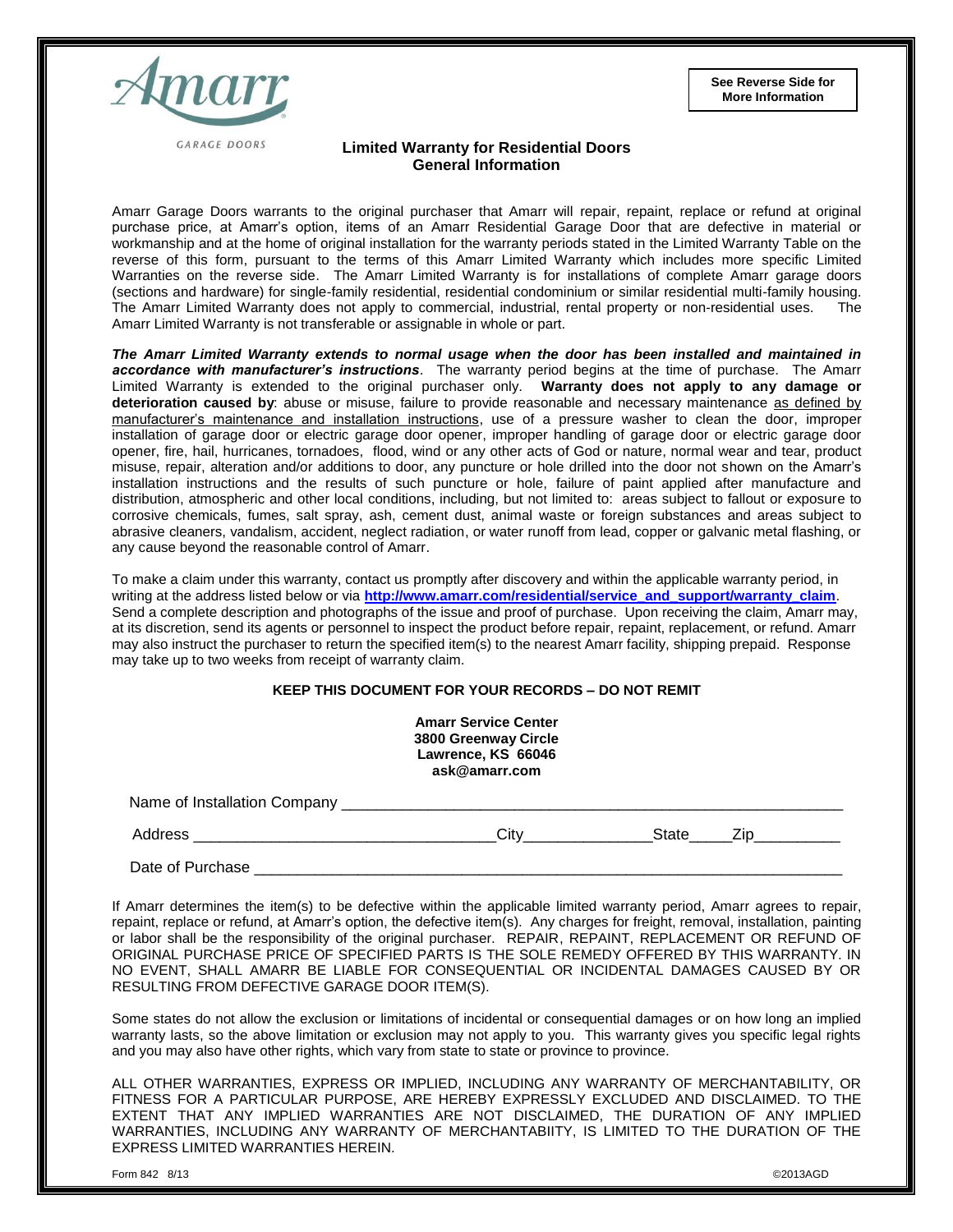Amarr

GARAGE DOORS

**See Reverse Side for More Information**

## Limited Warranty for Residential Doors
## General Information

Amarr Garage Doors warrants to the original purchaser that Amarr will repair, repaint, replace or refund at original purchase price, at Amarr's option, items of an Amarr Residential Garage Door that are defective in material or workmanship and at the home of original installation for the warranty periods stated in the Limited Warranty Table on the reverse of this form, pursuant to the terms of this Amarr Limited Warranty which includes more specific Limited Warranties on the reverse side. The Amarr Limited Warranty is for installations of complete Amarr garage doors (sections and hardware) for single-family residential, residential condominium or similar residential multi-family housing. The Amarr Limited Warranty does not apply to commercial, industrial, rental property or non-residential uses. The Amarr Limited Warranty is not transferable or assignable in whole or part.

***The Amarr Limited Warranty extends to normal usage when the door has been installed and maintained in accordance with manufacturer's instructions***. The warranty period begins at the time of purchase. The Amarr Limited Warranty is extended to the original purchaser only. **Warranty does not apply to any damage or deterioration caused by**: abuse or misuse, failure to provide reasonable and necessary maintenance as defined by manufacturer's maintenance and installation instructions, use of a pressure washer to clean the door, improper installation of garage door or electric garage door opener, improper handling of garage door or electric garage door opener, fire, hail, hurricanes, tornadoes, flood, wind or any other acts of God or nature, normal wear and tear, product misuse, repair, alteration and/or additions to door, any puncture or hole drilled into the door not shown on the Amarr's installation instructions and the results of such puncture or hole, failure of paint applied after manufacture and distribution, atmospheric and other local conditions, including, but not limited to: areas subject to fallout or exposure to corrosive chemicals, fumes, salt spray, ash, cement dust, animal waste or foreign substances and areas subject to abrasive cleaners, vandalism, accident, neglect radiation, or water runoff from lead, copper or galvanic metal flashing, or any cause beyond the reasonable control of Amarr.

To make a claim under this warranty, contact us promptly after discovery and within the applicable warranty period, in writing at the address listed below or via **http://www.amarr.com/residential/service_and_support/warranty_claim**. Send a complete description and photographs of the issue and proof of purchase. Upon receiving the claim, Amarr may, at its discretion, send its agents or personnel to inspect the product before repair, repaint, replacement, or refund. Amarr may also instruct the purchaser to return the specified item(s) to the nearest Amarr facility, shipping prepaid. Response may take up to two weeks from receipt of warranty claim.

**KEEP THIS DOCUMENT FOR YOUR RECORDS – DO NOT REMIT**

**Amarr Service Center**
**3800 Greenway Circle**
**Lawrence, KS 66046**
**ask@amarr.com**

Name of Installation Company ____________________________________________________________

Address __________________________________City_______________State_____Zip__________

Date of Purchase ____________________________________________________________________

If Amarr determines the item(s) to be defective within the applicable limited warranty period, Amarr agrees to repair, repaint, replace or refund, at Amarr's option, the defective item(s). Any charges for freight, removal, installation, painting or labor shall be the responsibility of the original purchaser. REPAIR, REPAINT, REPLACEMENT OR REFUND OF ORIGINAL PURCHASE PRICE OF SPECIFIED PARTS IS THE SOLE REMEDY OFFERED BY THIS WARRANTY. IN NO EVENT, SHALL AMARR BE LIABLE FOR CONSEQUENTIAL OR INCIDENTAL DAMAGES CAUSED BY OR RESULTING FROM DEFECTIVE GARAGE DOOR ITEM(S).

Some states do not allow the exclusion or limitations of incidental or consequential damages or on how long an implied warranty lasts, so the above limitation or exclusion may not apply to you. This warranty gives you specific legal rights and you may also have other rights, which vary from state to state or province to province.

ALL OTHER WARRANTIES, EXPRESS OR IMPLIED, INCLUDING ANY WARRANTY OF MERCHANTABILITY, OR FITNESS FOR A PARTICULAR PURPOSE, ARE HEREBY EXPRESSLY EXCLUDED AND DISCLAIMED. TO THE EXTENT THAT ANY IMPLIED WARRANTIES ARE NOT DISCLAIMED, THE DURATION OF ANY IMPLIED WARRANTIES, INCLUDING ANY WARRANTY OF MERCHANTABIITY, IS LIMITED TO THE DURATION OF THE EXPRESS LIMITED WARRANTIES HEREIN.

Form 842 8/13 ©2013AGD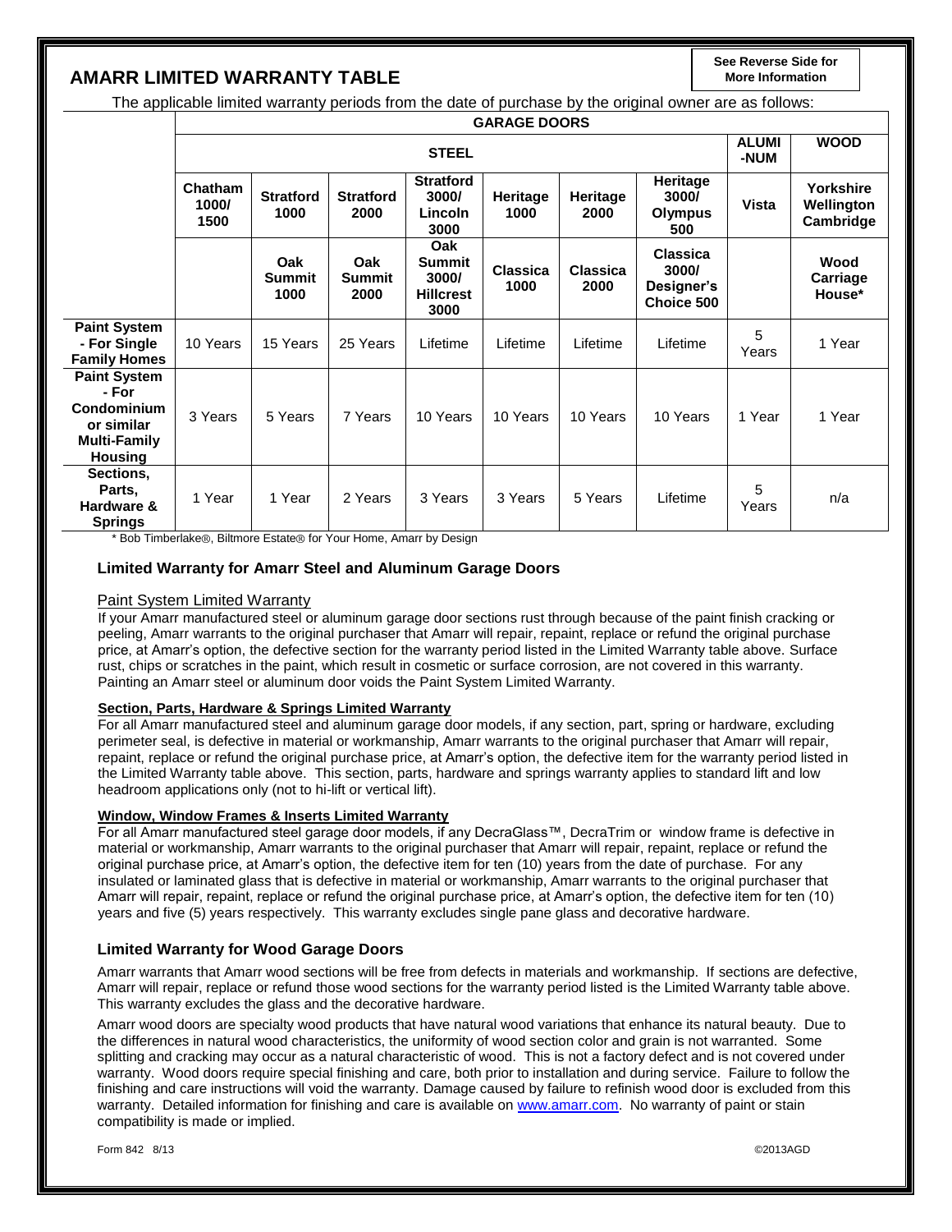## AMARR LIMITED WARRANTY TABLE

**See Reverse Side for More Information**

The applicable limited warranty periods from the date of purchase by the original owner are as follows:

| | GARAGE DOORS | | | | | | | | |
|---|---|---|---|---|---|---|---|---|---|
| | STEEL | | | | | | | ALUMI-NUM | WOOD |
| | Chatham 1000/ 1500 | Stratford 1000 | Stratford 2000 | Stratford 3000/ Lincoln 3000 | Heritage 1000 | Heritage 2000 | Heritage 3000/ Olympus 500 | Vista | Yorkshire Wellington Cambridge |
| | | Oak Summit 1000 | Oak Summit 2000 | Oak Summit 3000/ Hillcrest 3000 | Classica 1000 | Classica 2000 | Classica 3000/ Designer's Choice 500 | | Wood Carriage House* |
| **Paint System - For Single Family Homes** | 10 Years | 15 Years | 25 Years | Lifetime | Lifetime | Lifetime | Lifetime | 5 Years | 1 Year |
| **Paint System - For Condominium or similar Multi-Family Housing** | 3 Years | 5 Years | 7 Years | 10 Years | 10 Years | 10 Years | 10 Years | 1 Year | 1 Year |
| **Sections, Parts, Hardware & Springs** | 1 Year | 1 Year | 2 Years | 3 Years | 3 Years | 5 Years | Lifetime | 5 Years | n/a |

\* Bob Timberlake®, Biltmore Estate® for Your Home, Amarr by Design

### Limited Warranty for Amarr Steel and Aluminum Garage Doors

Paint System Limited Warranty

If your Amarr manufactured steel or aluminum garage door sections rust through because of the paint finish cracking or peeling, Amarr warrants to the original purchaser that Amarr will repair, repaint, replace or refund the original purchase price, at Amarr's option, the defective section for the warranty period listed in the Limited Warranty table above. Surface rust, chips or scratches in the paint, which result in cosmetic or surface corrosion, are not covered in this warranty. Painting an Amarr steel or aluminum door voids the Paint System Limited Warranty.

**Section, Parts, Hardware & Springs Limited Warranty**

For all Amarr manufactured steel and aluminum garage door models, if any section, part, spring or hardware, excluding perimeter seal, is defective in material or workmanship, Amarr warrants to the original purchaser that Amarr will repair, repaint, replace or refund the original purchase price, at Amarr's option, the defective item for the warranty period listed in the Limited Warranty table above. This section, parts, hardware and springs warranty applies to standard lift and low headroom applications only (not to hi-lift or vertical lift).

**Window, Window Frames & Inserts Limited Warranty**

For all Amarr manufactured steel garage door models, if any DecraGlass™, DecraTrim or window frame is defective in material or workmanship, Amarr warrants to the original purchaser that Amarr will repair, repaint, replace or refund the original purchase price, at Amarr's option, the defective item for ten (10) years from the date of purchase. For any insulated or laminated glass that is defective in material or workmanship, Amarr warrants to the original purchaser that Amarr will repair, repaint, replace or refund the original purchase price, at Amarr's option, the defective item for ten (10) years and five (5) years respectively. This warranty excludes single pane glass and decorative hardware.

### Limited Warranty for Wood Garage Doors

Amarr warrants that Amarr wood sections will be free from defects in materials and workmanship. If sections are defective, Amarr will repair, replace or refund those wood sections for the warranty period listed is the Limited Warranty table above. This warranty excludes the glass and the decorative hardware.

Amarr wood doors are specialty wood products that have natural wood variations that enhance its natural beauty. Due to the differences in natural wood characteristics, the uniformity of wood section color and grain is not warranted. Some splitting and cracking may occur as a natural characteristic of wood. This is not a factory defect and is not covered under warranty. Wood doors require special finishing and care, both prior to installation and during service. Failure to follow the finishing and care instructions will void the warranty. Damage caused by failure to refinish wood door is excluded from this warranty. Detailed information for finishing and care is available on www.amarr.com. No warranty of paint or stain compatibility is made or implied.

Form 842 8/13 ©2013AGD